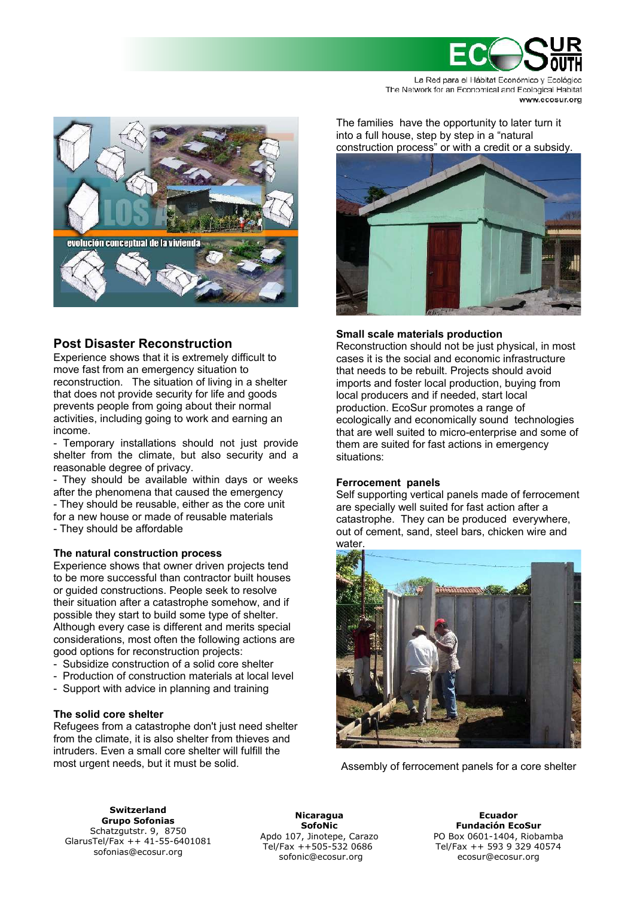La Red para el Hábitat Económico y Ecológico
The Network for an Economical and Ecological Habitat
www.ecosur.org

## Post Disaster Reconstruction

Experience shows that it is extremely difficult to move fast from an emergency situation to reconstruction. The situation of living in a shelter that does not provide security for life and goods prevents people from going about their normal activities, including going to work and earning an income.

- Temporary installations should not just provide shelter from the climate, but also security and a reasonable degree of privacy.
- They should be available within days or weeks after the phenomena that caused the emergency
- They should be reusable, either as the core unit for a new house or made of reusable materials
- They should be affordable

### The natural construction process

Experience shows that owner driven projects tend to be more successful than contractor built houses or guided constructions. People seek to resolve their situation after a catastrophe somehow, and if possible they start to build some type of shelter. Although every case is different and merits special considerations, most often the following actions are good options for reconstruction projects:

- Subsidize construction of a solid core shelter
- Production of construction materials at local level
- Support with advice in planning and training

### The solid core shelter

Refugees from a catastrophe don't just need shelter from the climate, it is also shelter from thieves and intruders. Even a small core shelter will fulfill the most urgent needs, but it must be solid.

The families have the opportunity to later turn it into a full house, step by step in a "natural construction process" or with a credit or a subsidy.

### Small scale materials production

Reconstruction should not be just physical, in most cases it is the social and economic infrastructure that needs to be rebuilt. Projects should avoid imports and foster local production, buying from local producers and if needed, start local production. EcoSur promotes a range of ecologically and economically sound technologies that are well suited to micro-enterprise and some of them are suited for fast actions in emergency situations:

### Ferrocement panels

Self supporting vertical panels made of ferrocement are specially well suited for fast action after a catastrophe. They can be produced everywhere, out of cement, sand, steel bars, chicken wire and water.

Assembly of ferrocement panels for a core shelter

**Switzerland**
**Grupo Sofonias**
Schatzgutstr. 9, 8750 Glarus
Tel/Fax ++ 41-55-6401081
sofonias@ecosur.org

**Nicaragua**
**SofoNic**
Apdo 107, Jinotepe, Carazo
Tel/Fax ++505-532 0686
sofonic@ecosur.org

**Ecuador**
**Fundación EcoSur**
PO Box 0601-1404, Riobamba
Tel/Fax ++ 593 9 329 40574
ecosur@ecosur.org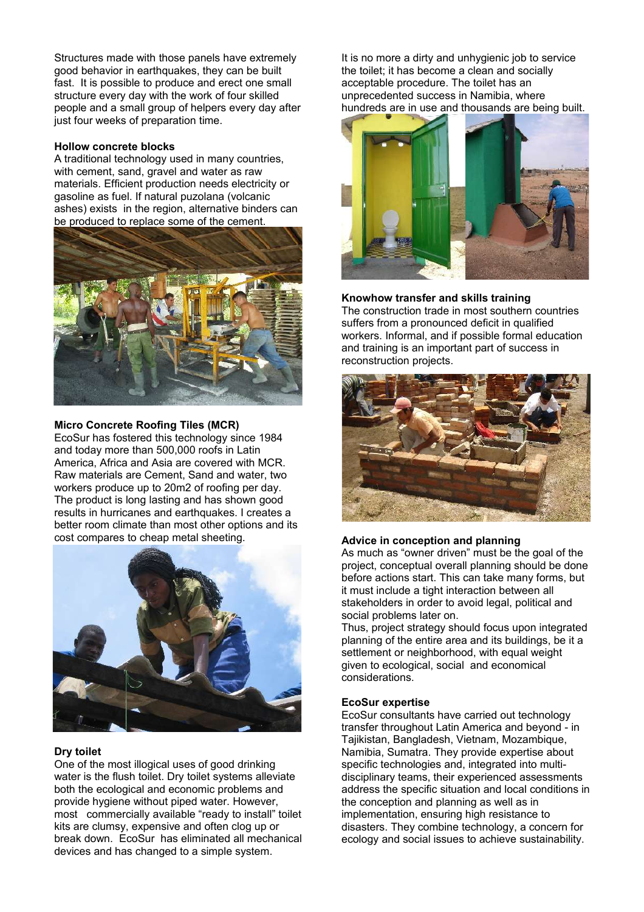Structures made with those panels have extremely good behavior in earthquakes, they can be built fast. It is possible to produce and erect one small structure every day with the work of four skilled people and a small group of helpers every day after just four weeks of preparation time.

### Hollow concrete blocks

A traditional technology used in many countries, with cement, sand, gravel and water as raw materials. Efficient production needs electricity or gasoline as fuel. If natural puzolana (volcanic ashes) exists in the region, alternative binders can be produced to replace some of the cement.

### Micro Concrete Roofing Tiles (MCR)

EcoSur has fostered this technology since 1984 and today more than 500,000 roofs in Latin America, Africa and Asia are covered with MCR. Raw materials are Cement, Sand and water, two workers produce up to 20m2 of roofing per day. The product is long lasting and has shown good results in hurricanes and earthquakes. I creates a better room climate than most other options and its cost compares to cheap metal sheeting.

### Dry toilet

One of the most illogical uses of good drinking water is the flush toilet. Dry toilet systems alleviate both the ecological and economic problems and provide hygiene without piped water. However, most commercially available "ready to install" toilet kits are clumsy, expensive and often clog up or break down. EcoSur has eliminated all mechanical devices and has changed to a simple system.

It is no more a dirty and unhygienic job to service the toilet; it has become a clean and socially acceptable procedure. The toilet has an unprecedented success in Namibia, where hundreds are in use and thousands are being built.

### Knowhow transfer and skills training

The construction trade in most southern countries suffers from a pronounced deficit in qualified workers. Informal, and if possible formal education and training is an important part of success in reconstruction projects.

### Advice in conception and planning

As much as "owner driven" must be the goal of the project, conceptual overall planning should be done before actions start. This can take many forms, but it must include a tight interaction between all stakeholders in order to avoid legal, political and social problems later on.

Thus, project strategy should focus upon integrated planning of the entire area and its buildings, be it a settlement or neighborhood, with equal weight given to ecological, social and economical considerations.

### EcoSur expertise

EcoSur consultants have carried out technology transfer throughout Latin America and beyond - in Tajikistan, Bangladesh, Vietnam, Mozambique, Namibia, Sumatra. They provide expertise about specific technologies and, integrated into multi-disciplinary teams, their experienced assessments address the specific situation and local conditions in the conception and planning as well as in implementation, ensuring high resistance to disasters. They combine technology, a concern for ecology and social issues to achieve sustainability.